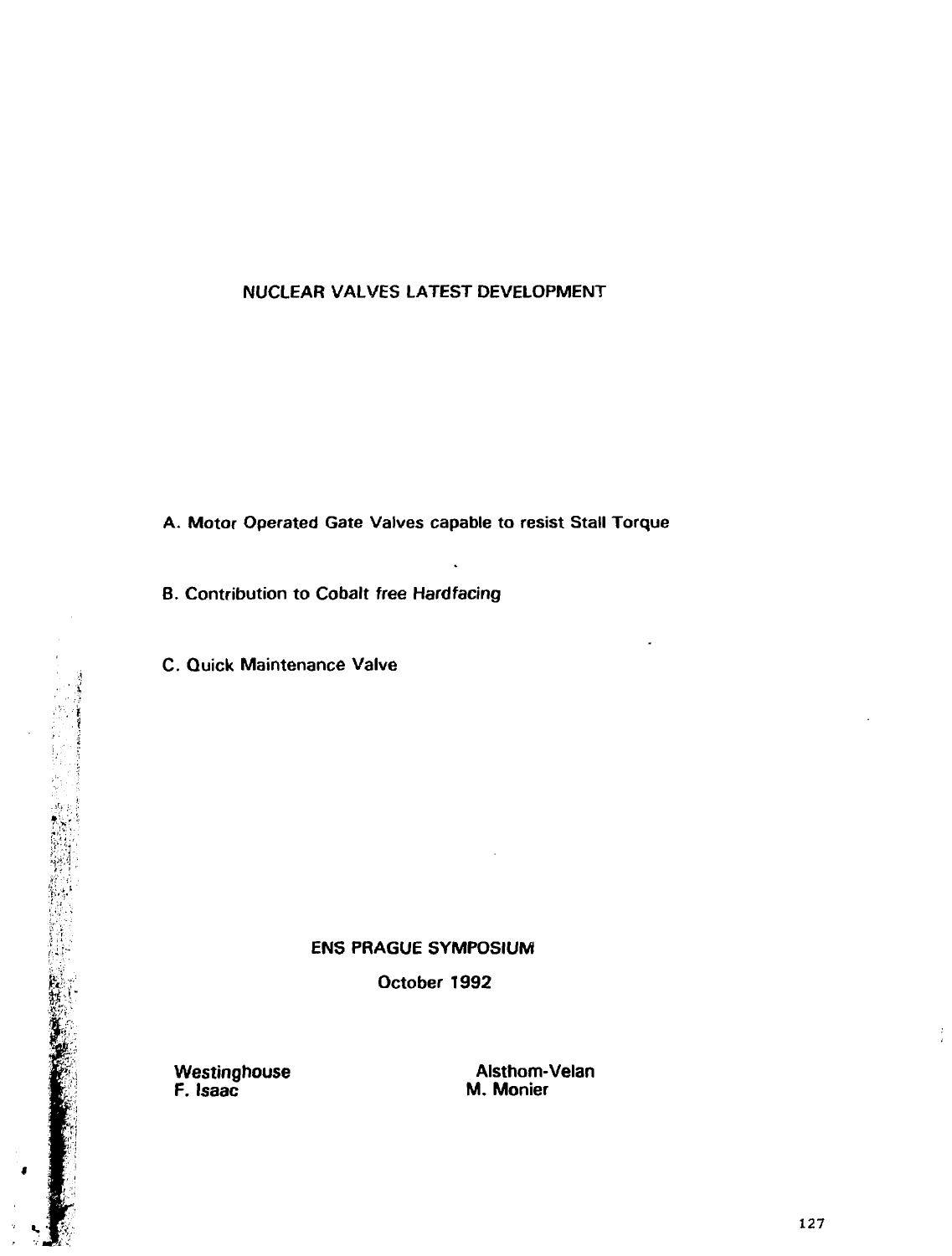# NUCLEAR VALVES LATEST DEVELOPMENT

A. Motor Operated Gate Valves capable to resist Stall Torque

B. Contribution to Cobalt free Hardfacing

C. Quick Maintenance Valve

**ENS PRAGUE SYMPOSIUM**

**October 1992**

**Westinghouse**
**F. Isaac**

**Alsthom-Velan**
**M. Monier**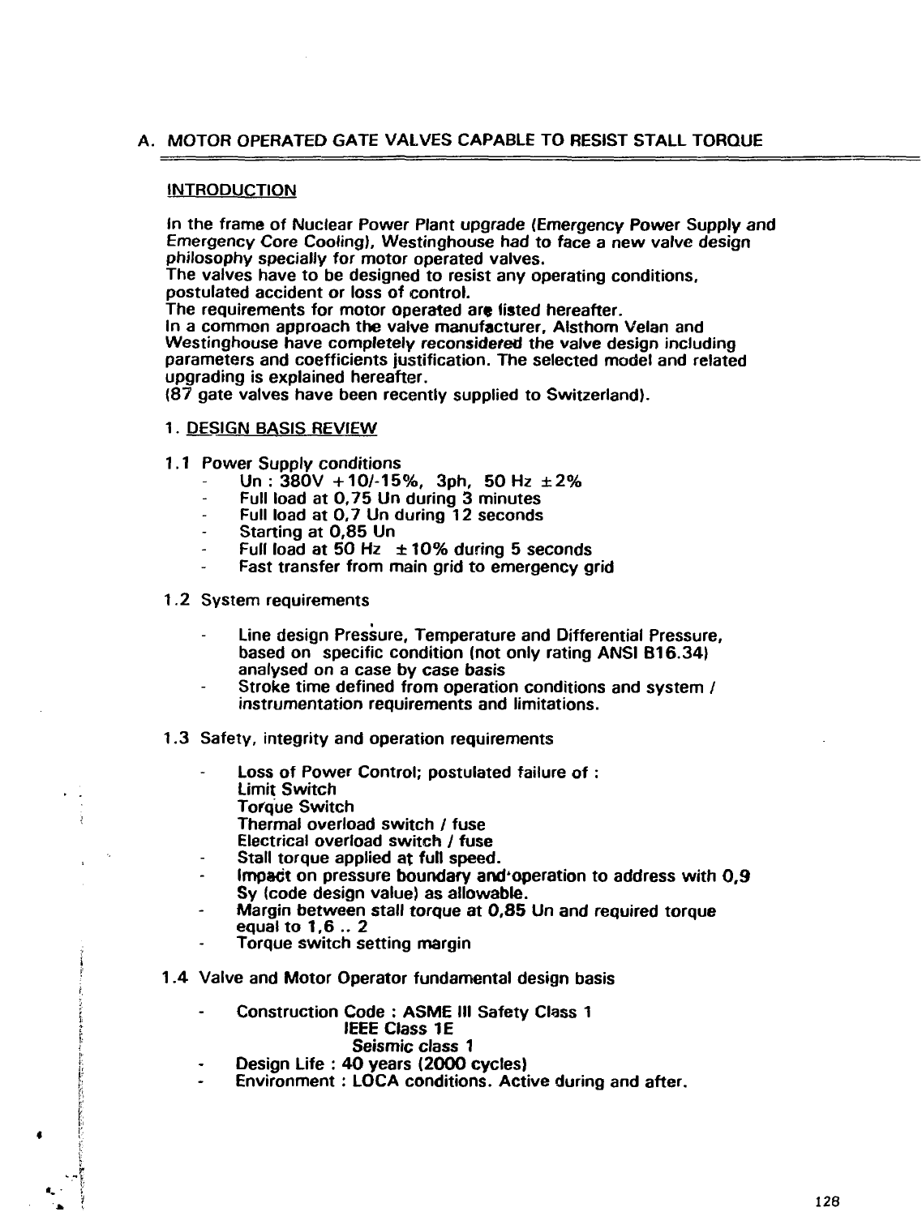## A. MOTOR OPERATED GATE VALVES CAPABLE TO RESIST STALL TORQUE

### INTRODUCTION

In the frame of Nuclear Power Plant upgrade (Emergency Power Supply and Emergency Core Cooling), Westinghouse had to face a new valve design philosophy specially for motor operated valves.
The valves have to be designed to resist any operating conditions, postulated accident or loss of control.
The requirements for motor operated are listed hereafter.
In a common approach the valve manufacturer, Alsthom Velan and Westinghouse have completely reconsidered the valve design including parameters and coefficients justification. The selected model and related upgrading is explained hereafter.
(87 gate valves have been recently supplied to Switzerland).

### 1. DESIGN BASIS REVIEW

#### 1.1 Power Supply conditions

- Un : 380V +10/-15%, 3ph, 50 Hz ±2%
- Full load at 0,75 Un during 3 minutes
- Full load at 0,7 Un during 12 seconds
- Starting at 0,85 Un
- Full load at 50 Hz ±10% during 5 seconds
- Fast transfer from main grid to emergency grid

#### 1.2 System requirements

- Line design Pressure, Temperature and Differential Pressure, based on specific condition (not only rating ANSI B16.34) analysed on a case by case basis
- Stroke time defined from operation conditions and system / instrumentation requirements and limitations.

#### 1.3 Safety, integrity and operation requirements

- Loss of Power Control; postulated failure of :
  Limit Switch
  Torque Switch
  Thermal overload switch / fuse
  Electrical overload switch / fuse
- Stall torque applied at full speed.
- Impact on pressure boundary and operation to address with 0,9 Sy (code design value) as allowable.
- Margin between stall torque at 0,85 Un and required torque equal to 1,6 .. 2
- Torque switch setting margin

#### 1.4 Valve and Motor Operator fundamental design basis

- Construction Code : ASME III Safety Class 1
  IEEE Class 1E
  Seismic class 1
- Design Life : 40 years (2000 cycles)
- Environment : LOCA conditions. Active during and after.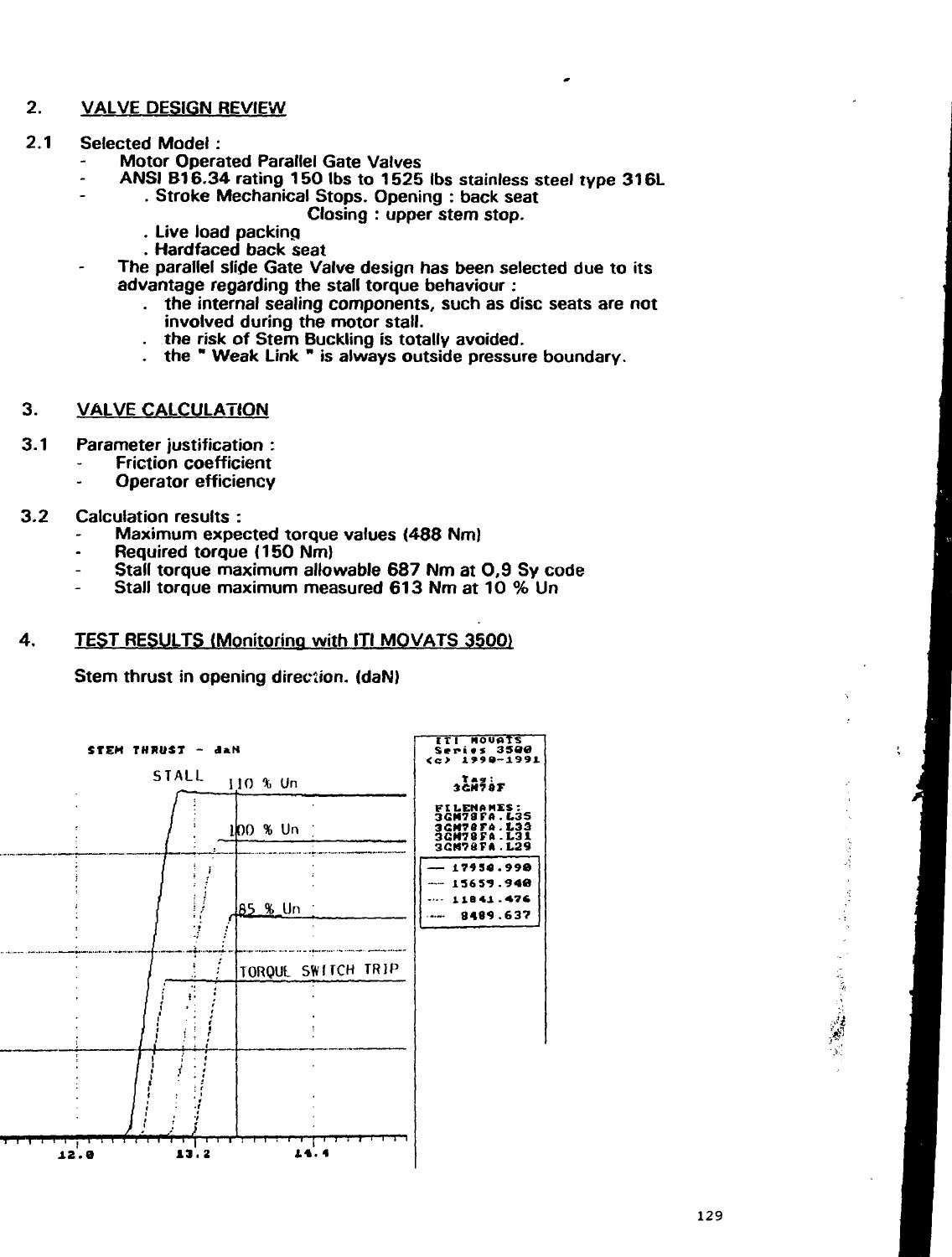## 2. VALVE DESIGN REVIEW

2.1 Selected Model :

- Motor Operated Parallel Gate Valves
- ANSI B16.34 rating 150 lbs to 1525 lbs stainless steel type 316L
- . Stroke Mechanical Stops. Opening : back seat
  Closing : upper stem stop.
  . Live load packing
  . Hardfaced back seat
- The parallel slide Gate Valve design has been selected due to its advantage regarding the stall torque behaviour :
  . the internal sealing components, such as disc seats are not involved during the motor stall.
  . the risk of Stem Buckling is totally avoided.
  . the " Weak Link " is always outside pressure boundary.

## 3. VALVE CALCULATION

3.1 Parameter justification :

- Friction coefficient
- Operator efficiency

3.2 Calculation results :

- Maximum expected torque values (488 Nm)
- Required torque (150 Nm)
- Stall torque maximum allowable 687 Nm at 0,9 Sy code
- Stall torque maximum measured 613 Nm at 10 % Un

## 4. TEST RESULTS (Monitoring with ITI MOVATS 3500)

Stem thrust in opening direction. (daN)

STEM THRUST - daN

STALL 110 % Un

100 % Un

85 % Un

TORQUE SWITCH TRIP

12.0 13.2 14.4

ITI MOVATS
Series 3500
<c> 1990-1991

Tag:
3GM78F

FILENAMES:
3GM78FA.L35
3GM78FA.L33
3GM78FA.L31
3GM78FA.L29

— 17950.990
— 15659.940
···· 11841.476
-·- 8489.637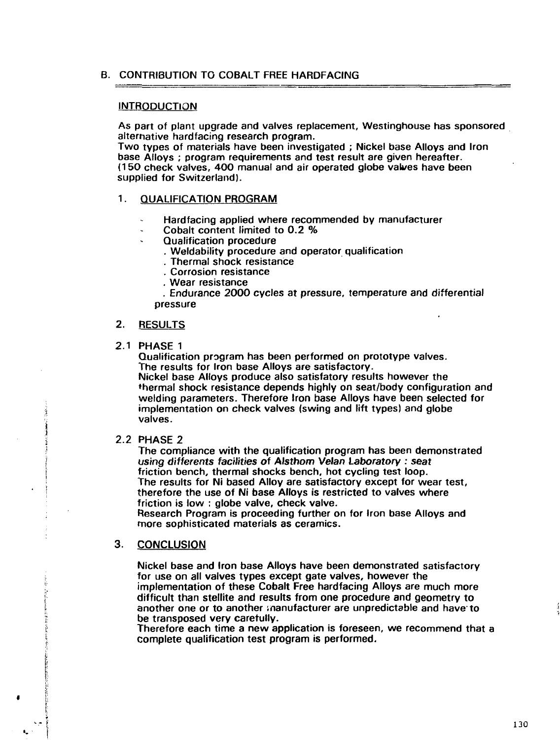## B. CONTRIBUTION TO COBALT FREE HARDFACING

### INTRODUCTION

As part of plant upgrade and valves replacement, Westinghouse has sponsored alternative hardfacing research program.
Two types of materials have been investigated ; Nickel base Alloys and Iron base Alloys ; program requirements and test result are given hereafter.
(150 check valves, 400 manual and air operated globe valves have been supplied for Switzerland).

### 1. QUALIFICATION PROGRAM

- Hardfacing applied where recommended by manufacturer
- Cobalt content limited to 0.2 %
- Qualification procedure
  - . Weldability procedure and operator qualification
  - . Thermal shock resistance
  - . Corrosion resistance
  - . Wear resistance
  - . Endurance 2000 cycles at pressure, temperature and differential pressure

### 2. RESULTS

#### 2.1 PHASE 1

Qualification program has been performed on prototype valves.
The results for Iron base Alloys are satisfactory.
Nickel base Alloys produce also satisfatory results however the thermal shock resistance depends highly on seat/body configuration and welding parameters. Therefore Iron base Alloys have been selected for implementation on check valves (swing and lift types) and globe valves.

#### 2.2 PHASE 2

The compliance with the qualification program has been demonstrated using differents facilities of Alsthom Velan Laboratory : seat friction bench, thermal shocks bench, hot cycling test loop.
The results for Ni based Alloy are satisfactory except for wear test, therefore the use of Ni base Alloys is restricted to valves where friction is low : globe valve, check valve.
Research Program is proceeding further on for Iron base Alloys and more sophisticated materials as ceramics.

### 3. CONCLUSION

Nickel base and Iron base Alloys have been demonstrated satisfactory for use on all valves types except gate valves, however the implementation of these Cobalt Free hardfacing Alloys are much more difficult than stellite and results from one procedure and geometry to another one or to another manufacturer are unpredictable and have to be transposed very carefully.
Therefore each time a new application is foreseen, we recommend that a complete qualification test program is performed.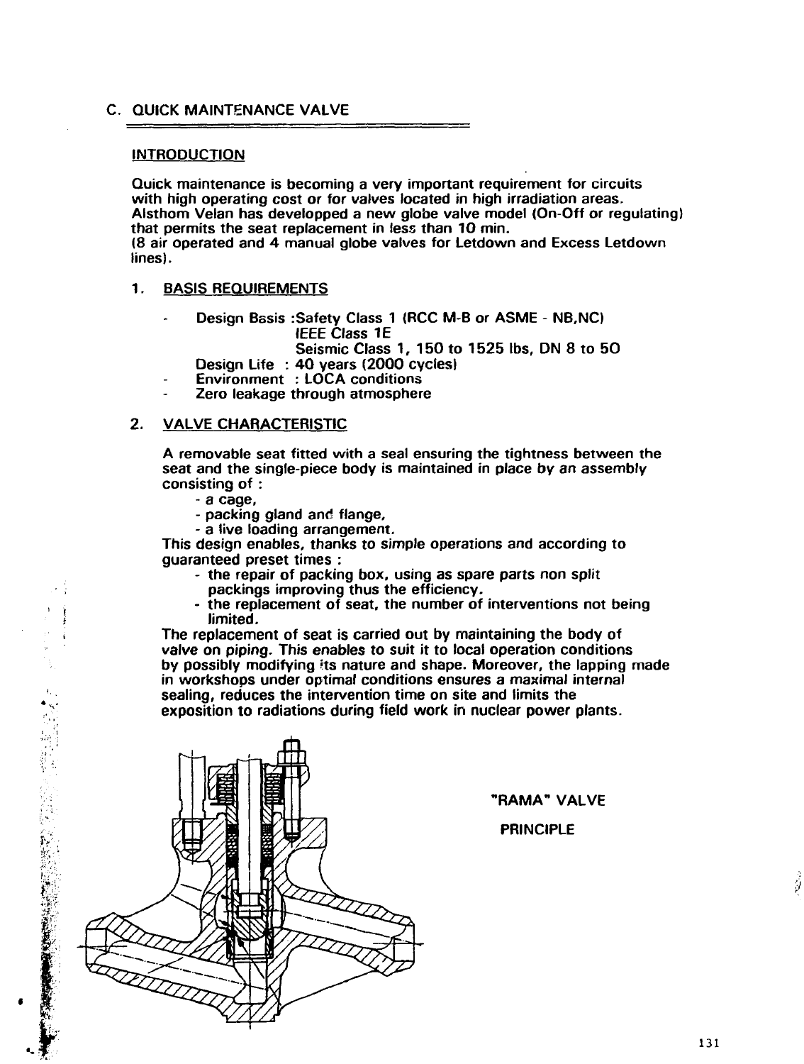## C. QUICK MAINTENANCE VALVE

### INTRODUCTION

Quick maintenance is becoming a very important requirement for circuits with high operating cost or for valves located in high irradiation areas. Alsthom Velan has developped a new globe valve model (On-Off or regulating) that permits the seat replacement in less than 10 min.
(8 air operated and 4 manual globe valves for Letdown and Excess Letdown lines).

### 1. BASIS REQUIREMENTS

- Design Basis :Safety Class 1 (RCC M-B or ASME - NB,NC)
  IEEE Class 1E
  Seismic Class 1, 150 to 1525 lbs, DN 8 to 50
  Design Life : 40 years (2000 cycles)
- Environment : LOCA conditions
- Zero leakage through atmosphere

### 2. VALVE CHARACTERISTIC

A removable seat fitted with a seal ensuring the tightness between the seat and the single-piece body is maintained in place by an assembly consisting of :

- a cage,
- packing gland and flange,
- a live loading arrangement.

This design enables, thanks to simple operations and according to guaranteed preset times :

- the repair of packing box, using as spare parts non split packings improving thus the efficiency.
- the replacement of seat, the number of interventions not being limited.

The replacement of seat is carried out by maintaining the body of valve on piping. This enables to suit it to local operation conditions by possibly modifying its nature and shape. Moreover, the lapping made in workshops under optimal conditions ensures a maximal internal sealing, reduces the intervention time on site and limits the exposition to radiations during field work in nuclear power plants.

"RAMA" VALVE

PRINCIPLE